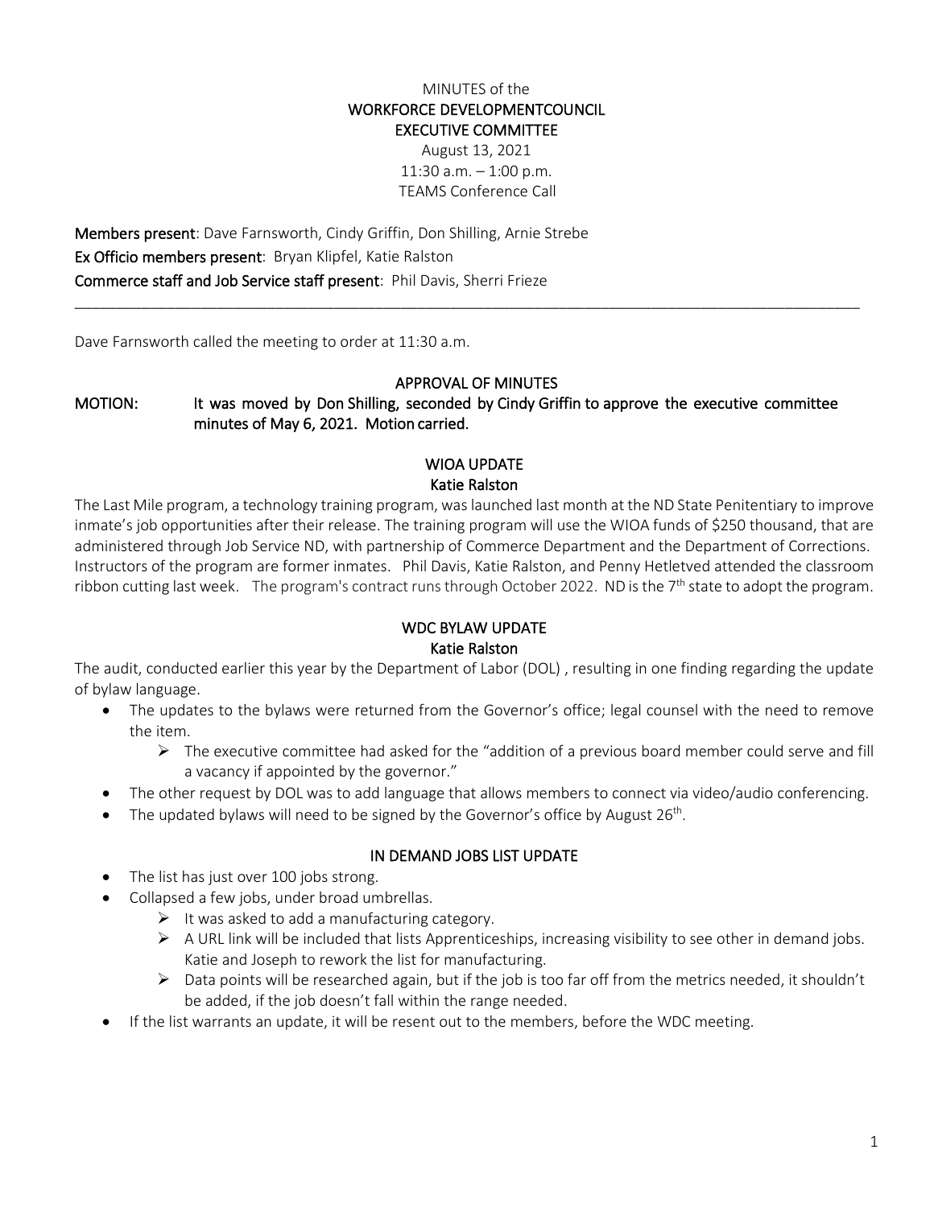MINUTES of the
**WORKFORCE DEVELOPMENTCOUNCIL**
**EXECUTIVE COMMITTEE**
August 13, 2021
11:30 a.m. – 1:00 p.m.
TEAMS Conference Call

**Members present**: Dave Farnsworth, Cindy Griffin, Don Shilling, Arnie Strebe
**Ex Officio members present**: Bryan Klipfel, Katie Ralston
**Commerce staff and Job Service staff present**: Phil Davis, Sherri Frieze

---

Dave Farnsworth called the meeting to order at 11:30 a.m.

## APPROVAL OF MINUTES

**MOTION:** **It was moved by Don Shilling, seconded by Cindy Griffin to approve the executive committee minutes of May 6, 2021. Motion carried.**

## WIOA UPDATE
### Katie Ralston

The Last Mile program, a technology training program, was launched last month at the ND State Penitentiary to improve inmate's job opportunities after their release. The training program will use the WIOA funds of $250 thousand, that are administered through Job Service ND, with partnership of Commerce Department and the Department of Corrections. Instructors of the program are former inmates. Phil Davis, Katie Ralston, and Penny Hetletved attended the classroom ribbon cutting last week. The program's contract runs through October 2022. ND is the 7th state to adopt the program.

## WDC BYLAW UPDATE
### Katie Ralston

The audit, conducted earlier this year by the Department of Labor (DOL) , resulting in one finding regarding the update of bylaw language.

- The updates to the bylaws were returned from the Governor's office; legal counsel with the need to remove the item.
  - The executive committee had asked for the "addition of a previous board member could serve and fill a vacancy if appointed by the governor."
- The other request by DOL was to add language that allows members to connect via video/audio conferencing.
- The updated bylaws will need to be signed by the Governor's office by August 26th.

## IN DEMAND JOBS LIST UPDATE

- The list has just over 100 jobs strong.
- Collapsed a few jobs, under broad umbrellas.
  - It was asked to add a manufacturing category.
  - A URL link will be included that lists Apprenticeships, increasing visibility to see other in demand jobs. Katie and Joseph to rework the list for manufacturing.
  - Data points will be researched again, but if the job is too far off from the metrics needed, it shouldn't be added, if the job doesn't fall within the range needed.
- If the list warrants an update, it will be resent out to the members, before the WDC meeting.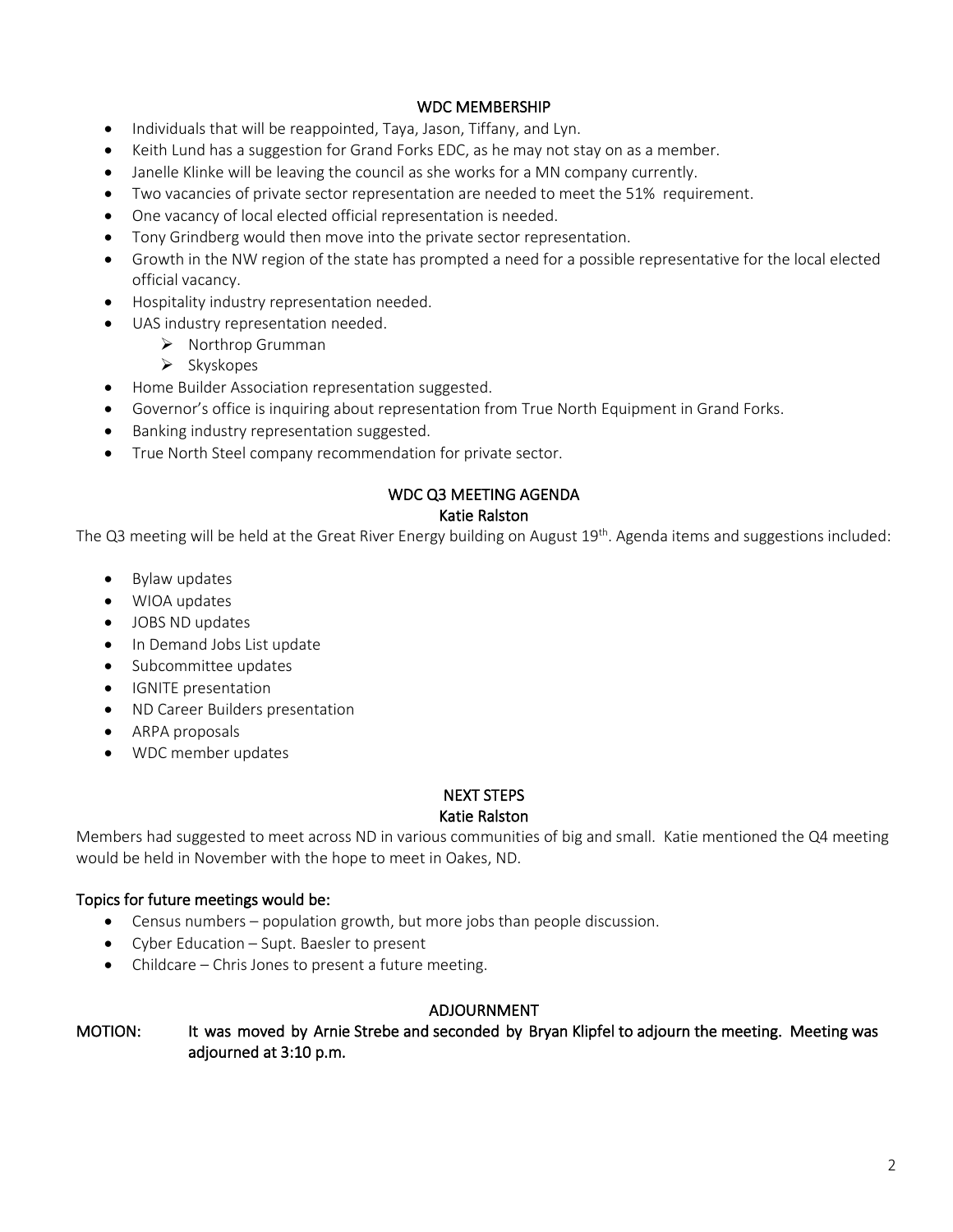## WDC MEMBERSHIP

- Individuals that will be reappointed, Taya, Jason, Tiffany, and Lyn.
- Keith Lund has a suggestion for Grand Forks EDC, as he may not stay on as a member.
- Janelle Klinke will be leaving the council as she works for a MN company currently.
- Two vacancies of private sector representation are needed to meet the 51% requirement.
- One vacancy of local elected official representation is needed.
- Tony Grindberg would then move into the private sector representation.
- Growth in the NW region of the state has prompted a need for a possible representative for the local elected official vacancy.
- Hospitality industry representation needed.
- UAS industry representation needed.
  - Northrop Grumman
  - Skyskopes
- Home Builder Association representation suggested.
- Governor's office is inquiring about representation from True North Equipment in Grand Forks.
- Banking industry representation suggested.
- True North Steel company recommendation for private sector.

## WDC Q3 MEETING AGENDA

Katie Ralston

The Q3 meeting will be held at the Great River Energy building on August 19th. Agenda items and suggestions included:

- Bylaw updates
- WIOA updates
- JOBS ND updates
- In Demand Jobs List update
- Subcommittee updates
- IGNITE presentation
- ND Career Builders presentation
- ARPA proposals
- WDC member updates

## NEXT STEPS

Katie Ralston

Members had suggested to meet across ND in various communities of big and small. Katie mentioned the Q4 meeting would be held in November with the hope to meet in Oakes, ND.

**Topics for future meetings would be:**

- Census numbers – population growth, but more jobs than people discussion.
- Cyber Education – Supt. Baesler to present
- Childcare – Chris Jones to present a future meeting.

## ADJOURNMENT

**MOTION:** It was moved by Arnie Strebe and seconded by Bryan Klipfel to adjourn the meeting. Meeting was adjourned at 3:10 p.m.